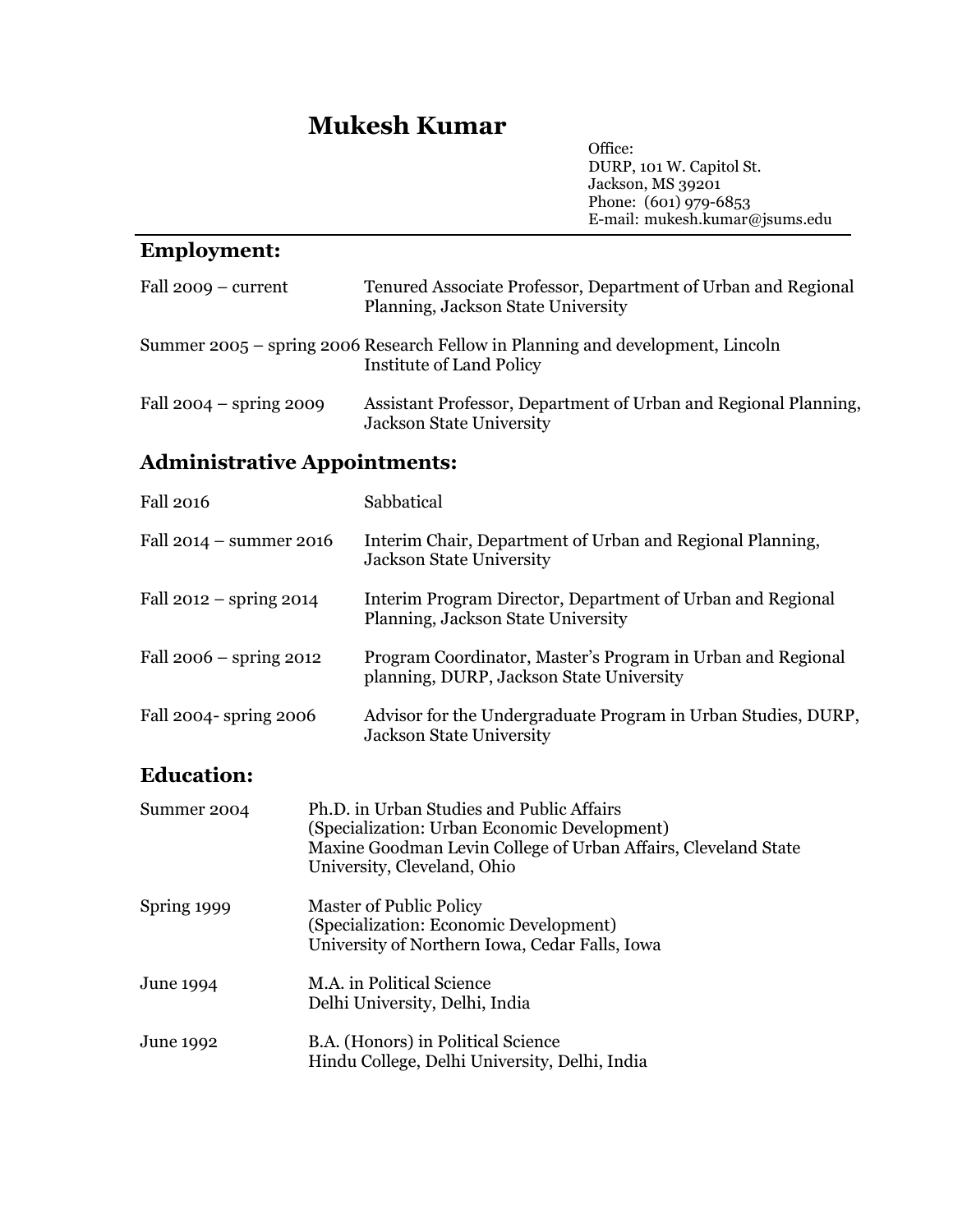# Mukesh Kumar

Office:
DURP, 101 W. Capitol St.
Jackson, MS 39201
Phone: (601) 979-6853
E-mail: mukesh.kumar@jsums.edu

## Employment:

| | |
|---|---|
| Fall 2009 – current | Tenured Associate Professor, Department of Urban and Regional Planning, Jackson State University |
| Summer 2005 – spring 2006 | Research Fellow in Planning and development, Lincoln Institute of Land Policy |
| Fall 2004 – spring 2009 | Assistant Professor, Department of Urban and Regional Planning, Jackson State University |

## Administrative Appointments:

| | |
|---|---|
| Fall 2016 | Sabbatical |
| Fall 2014 – summer 2016 | Interim Chair, Department of Urban and Regional Planning, Jackson State University |
| Fall 2012 – spring 2014 | Interim Program Director, Department of Urban and Regional Planning, Jackson State University |
| Fall 2006 – spring 2012 | Program Coordinator, Master's Program in Urban and Regional planning, DURP, Jackson State University |
| Fall 2004- spring 2006 | Advisor for the Undergraduate Program in Urban Studies, DURP, Jackson State University |

## Education:

| | |
|---|---|
| Summer 2004 | Ph.D. in Urban Studies and Public Affairs (Specialization: Urban Economic Development) Maxine Goodman Levin College of Urban Affairs, Cleveland State University, Cleveland, Ohio |
| Spring 1999 | Master of Public Policy (Specialization: Economic Development) University of Northern Iowa, Cedar Falls, Iowa |
| June 1994 | M.A. in Political Science Delhi University, Delhi, India |
| June 1992 | B.A. (Honors) in Political Science Hindu College, Delhi University, Delhi, India |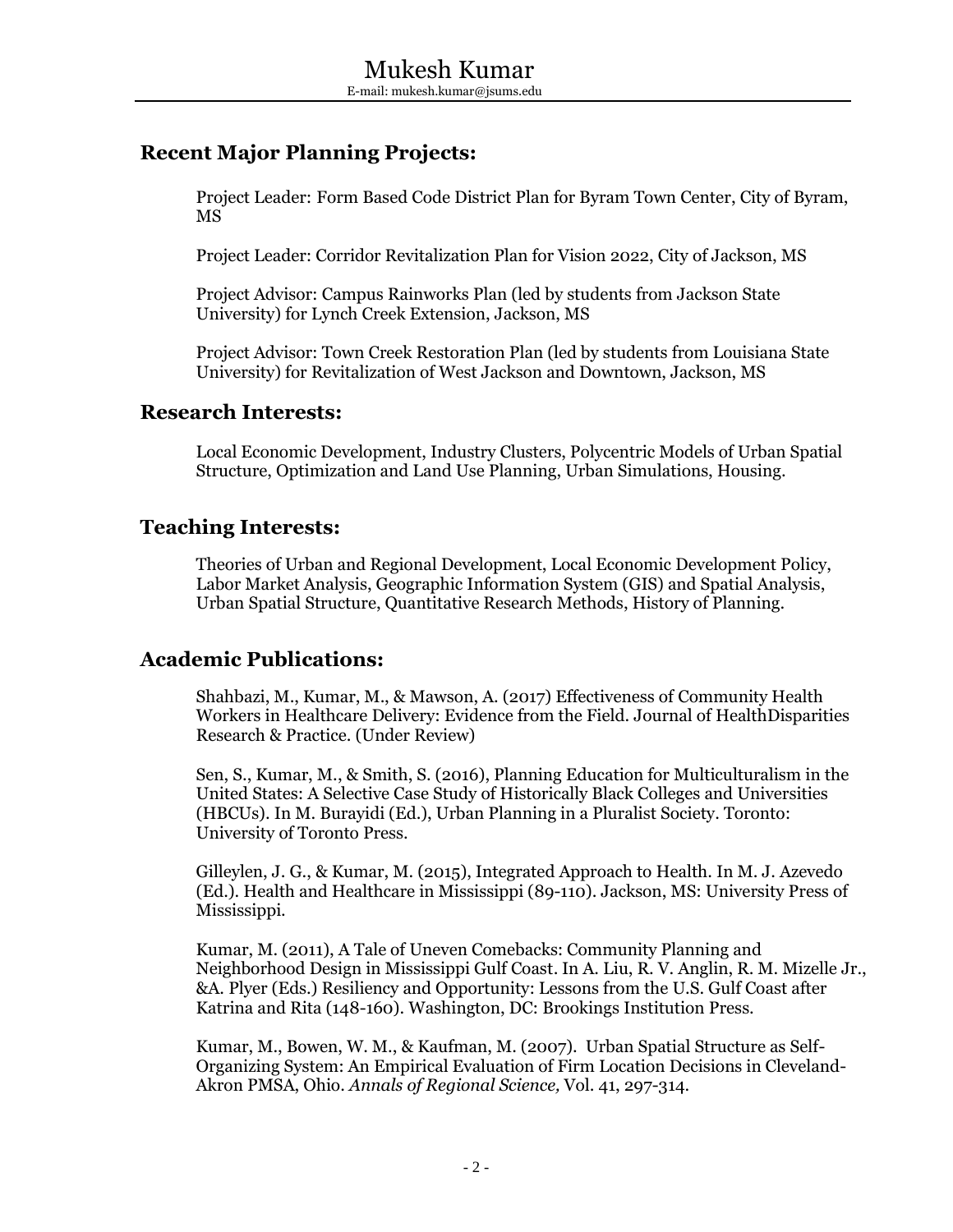# Mukesh Kumar

E-mail: mukesh.kumar@jsums.edu

## Recent Major Planning Projects:

Project Leader: Form Based Code District Plan for Byram Town Center, City of Byram, MS

Project Leader: Corridor Revitalization Plan for Vision 2022, City of Jackson, MS

Project Advisor: Campus Rainworks Plan (led by students from Jackson State University) for Lynch Creek Extension, Jackson, MS

Project Advisor: Town Creek Restoration Plan (led by students from Louisiana State University) for Revitalization of West Jackson and Downtown, Jackson, MS

## Research Interests:

Local Economic Development, Industry Clusters, Polycentric Models of Urban Spatial Structure, Optimization and Land Use Planning, Urban Simulations, Housing.

## Teaching Interests:

Theories of Urban and Regional Development, Local Economic Development Policy, Labor Market Analysis, Geographic Information System (GIS) and Spatial Analysis, Urban Spatial Structure, Quantitative Research Methods, History of Planning.

## Academic Publications:

Shahbazi, M., Kumar, M., & Mawson, A. (2017) Effectiveness of Community Health Workers in Healthcare Delivery: Evidence from the Field. Journal of HealthDisparities Research & Practice. (Under Review)

Sen, S., Kumar, M., & Smith, S. (2016), Planning Education for Multiculturalism in the United States: A Selective Case Study of Historically Black Colleges and Universities (HBCUs). In M. Burayidi (Ed.), Urban Planning in a Pluralist Society. Toronto: University of Toronto Press.

Gilleylen, J. G., & Kumar, M. (2015), Integrated Approach to Health. In M. J. Azevedo (Ed.). Health and Healthcare in Mississippi (89-110). Jackson, MS: University Press of Mississippi.

Kumar, M. (2011), A Tale of Uneven Comebacks: Community Planning and Neighborhood Design in Mississippi Gulf Coast. In A. Liu, R. V. Anglin, R. M. Mizelle Jr., &A. Plyer (Eds.) Resiliency and Opportunity: Lessons from the U.S. Gulf Coast after Katrina and Rita (148-160). Washington, DC: Brookings Institution Press.

Kumar, M., Bowen, W. M., & Kaufman, M. (2007). Urban Spatial Structure as Self-Organizing System: An Empirical Evaluation of Firm Location Decisions in Cleveland-Akron PMSA, Ohio. *Annals of Regional Science,* Vol. 41, 297-314.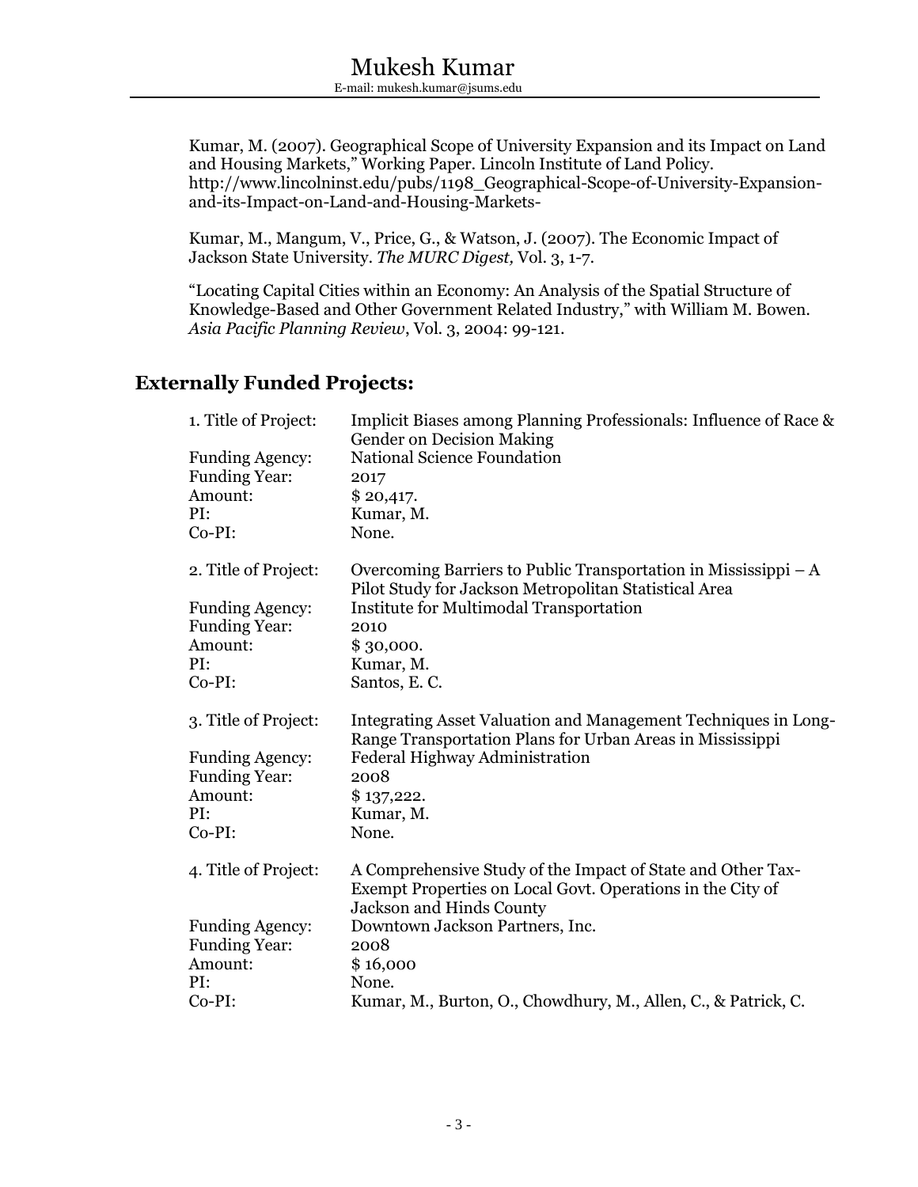Kumar, M. (2007). Geographical Scope of University Expansion and its Impact on Land and Housing Markets," Working Paper. Lincoln Institute of Land Policy. http://www.lincolninst.edu/pubs/1198_Geographical-Scope-of-University-Expansion-and-its-Impact-on-Land-and-Housing-Markets-

Kumar, M., Mangum, V., Price, G., & Watson, J. (2007). The Economic Impact of Jackson State University. *The MURC Digest,* Vol. 3, 1-7.

"Locating Capital Cities within an Economy: An Analysis of the Spatial Structure of Knowledge-Based and Other Government Related Industry," with William M. Bowen. *Asia Pacific Planning Review*, Vol. 3, 2004: 99-121.

## Externally Funded Projects:

| | |
|---|---|
| 1. Title of Project: | Implicit Biases among Planning Professionals: Influence of Race & Gender on Decision Making |
| Funding Agency: | National Science Foundation |
| Funding Year: | 2017 |
| Amount: | $ 20,417. |
| PI: | Kumar, M. |
| Co-PI: | None. |

| | |
|---|---|
| 2. Title of Project: | Overcoming Barriers to Public Transportation in Mississippi – A Pilot Study for Jackson Metropolitan Statistical Area |
| Funding Agency: | Institute for Multimodal Transportation |
| Funding Year: | 2010 |
| Amount: | $ 30,000. |
| PI: | Kumar, M. |
| Co-PI: | Santos, E. C. |

| | |
|---|---|
| 3. Title of Project: | Integrating Asset Valuation and Management Techniques in Long-Range Transportation Plans for Urban Areas in Mississippi |
| Funding Agency: | Federal Highway Administration |
| Funding Year: | 2008 |
| Amount: | $ 137,222. |
| PI: | Kumar, M. |
| Co-PI: | None. |

| | |
|---|---|
| 4. Title of Project: | A Comprehensive Study of the Impact of State and Other Tax-Exempt Properties on Local Govt. Operations in the City of Jackson and Hinds County |
| Funding Agency: | Downtown Jackson Partners, Inc. |
| Funding Year: | 2008 |
| Amount: | $ 16,000 |
| PI: | None. |
| Co-PI: | Kumar, M., Burton, O., Chowdhury, M., Allen, C., & Patrick, C. |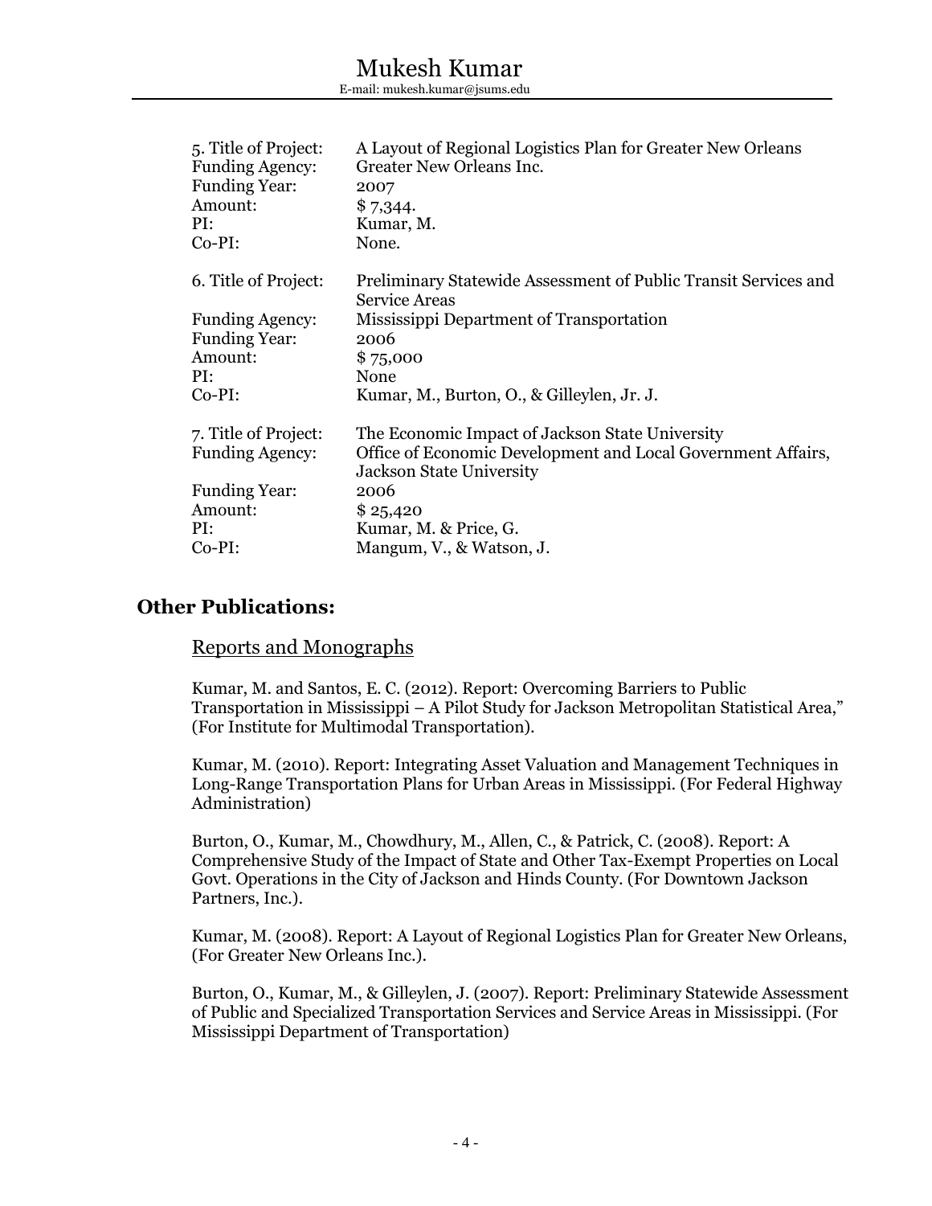5. Title of Project: A Layout of Regional Logistics Plan for Greater New Orleans
Funding Agency: Greater New Orleans Inc.
Funding Year: 2007
Amount: $ 7,344.
PI: Kumar, M.
Co-PI: None.

6. Title of Project: Preliminary Statewide Assessment of Public Transit Services and Service Areas
Funding Agency: Mississippi Department of Transportation
Funding Year: 2006
Amount: $ 75,000
PI: None
Co-PI: Kumar, M., Burton, O., & Gilleylen, Jr. J.

7. Title of Project: The Economic Impact of Jackson State University
Funding Agency: Office of Economic Development and Local Government Affairs, Jackson State University
Funding Year: 2006
Amount: $ 25,420
PI: Kumar, M. & Price, G.
Co-PI: Mangum, V., & Watson, J.

## Other Publications:

### Reports and Monographs

Kumar, M. and Santos, E. C. (2012). Report: Overcoming Barriers to Public Transportation in Mississippi – A Pilot Study for Jackson Metropolitan Statistical Area," (For Institute for Multimodal Transportation).

Kumar, M. (2010). Report: Integrating Asset Valuation and Management Techniques in Long-Range Transportation Plans for Urban Areas in Mississippi. (For Federal Highway Administration)

Burton, O., Kumar, M., Chowdhury, M., Allen, C., & Patrick, C. (2008). Report: A Comprehensive Study of the Impact of State and Other Tax-Exempt Properties on Local Govt. Operations in the City of Jackson and Hinds County. (For Downtown Jackson Partners, Inc.).

Kumar, M. (2008). Report: A Layout of Regional Logistics Plan for Greater New Orleans, (For Greater New Orleans Inc.).

Burton, O., Kumar, M., & Gilleylen, J. (2007). Report: Preliminary Statewide Assessment of Public and Specialized Transportation Services and Service Areas in Mississippi. (For Mississippi Department of Transportation)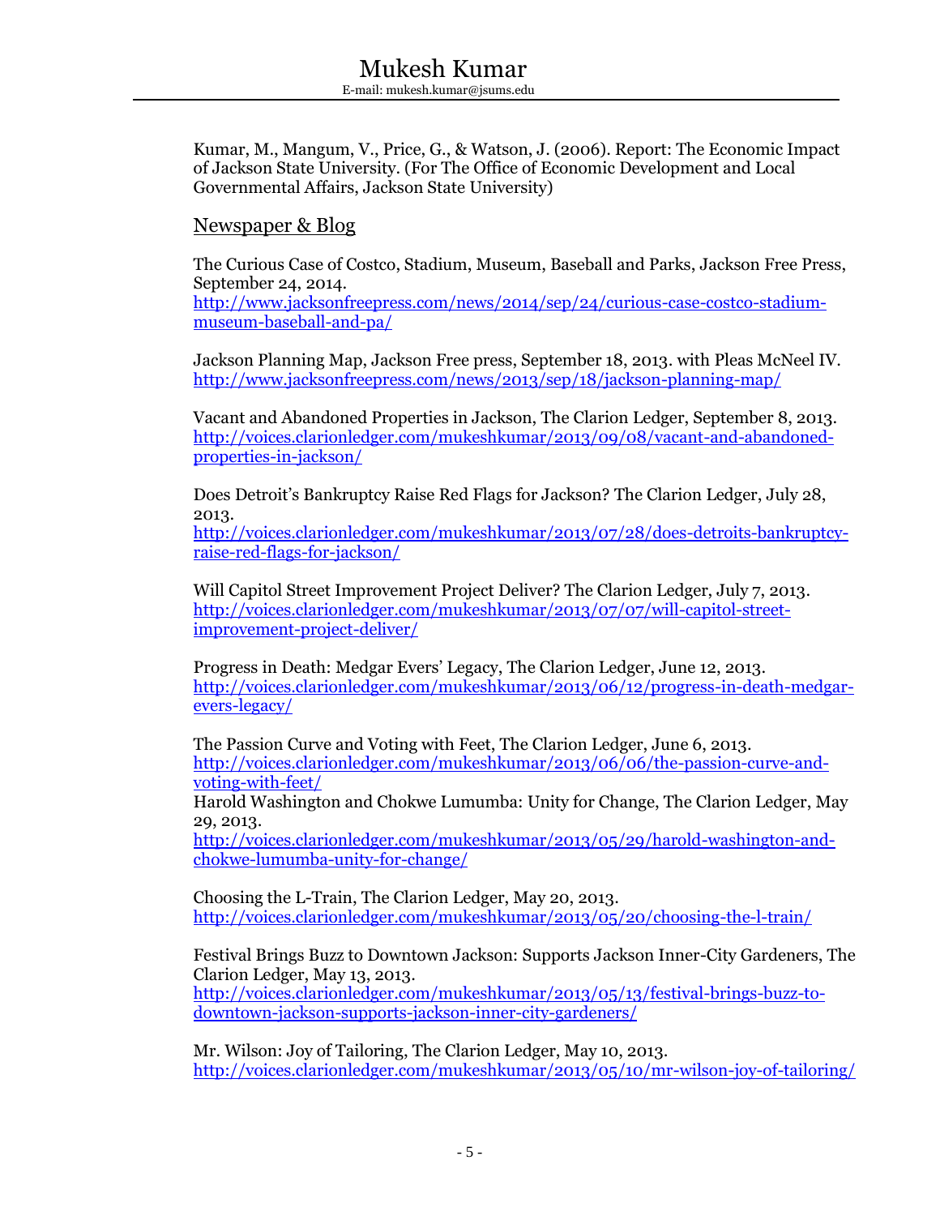Kumar, M., Mangum, V., Price, G., & Watson, J. (2006). Report: The Economic Impact of Jackson State University. (For The Office of Economic Development and Local Governmental Affairs, Jackson State University)

## Newspaper & Blog

The Curious Case of Costco, Stadium, Museum, Baseball and Parks, Jackson Free Press, September 24, 2014.
http://www.jacksonfreepress.com/news/2014/sep/24/curious-case-costco-stadium-museum-baseball-and-pa/

Jackson Planning Map, Jackson Free press, September 18, 2013. with Pleas McNeel IV.
http://www.jacksonfreepress.com/news/2013/sep/18/jackson-planning-map/

Vacant and Abandoned Properties in Jackson, The Clarion Ledger, September 8, 2013.
http://voices.clarionledger.com/mukeshkumar/2013/09/08/vacant-and-abandoned-properties-in-jackson/

Does Detroit's Bankruptcy Raise Red Flags for Jackson? The Clarion Ledger, July 28, 2013.
http://voices.clarionledger.com/mukeshkumar/2013/07/28/does-detroits-bankruptcy-raise-red-flags-for-jackson/

Will Capitol Street Improvement Project Deliver? The Clarion Ledger, July 7, 2013.
http://voices.clarionledger.com/mukeshkumar/2013/07/07/will-capitol-street-improvement-project-deliver/

Progress in Death: Medgar Evers' Legacy, The Clarion Ledger, June 12, 2013.
http://voices.clarionledger.com/mukeshkumar/2013/06/12/progress-in-death-medgar-evers-legacy/

The Passion Curve and Voting with Feet, The Clarion Ledger, June 6, 2013.
http://voices.clarionledger.com/mukeshkumar/2013/06/06/the-passion-curve-and-voting-with-feet/

Harold Washington and Chokwe Lumumba: Unity for Change, The Clarion Ledger, May 29, 2013.
http://voices.clarionledger.com/mukeshkumar/2013/05/29/harold-washington-and-chokwe-lumumba-unity-for-change/

Choosing the L-Train, The Clarion Ledger, May 20, 2013.
http://voices.clarionledger.com/mukeshkumar/2013/05/20/choosing-the-l-train/

Festival Brings Buzz to Downtown Jackson: Supports Jackson Inner-City Gardeners, The Clarion Ledger, May 13, 2013.
http://voices.clarionledger.com/mukeshkumar/2013/05/13/festival-brings-buzz-to-downtown-jackson-supports-jackson-inner-city-gardeners/

Mr. Wilson: Joy of Tailoring, The Clarion Ledger, May 10, 2013.
http://voices.clarionledger.com/mukeshkumar/2013/05/10/mr-wilson-joy-of-tailoring/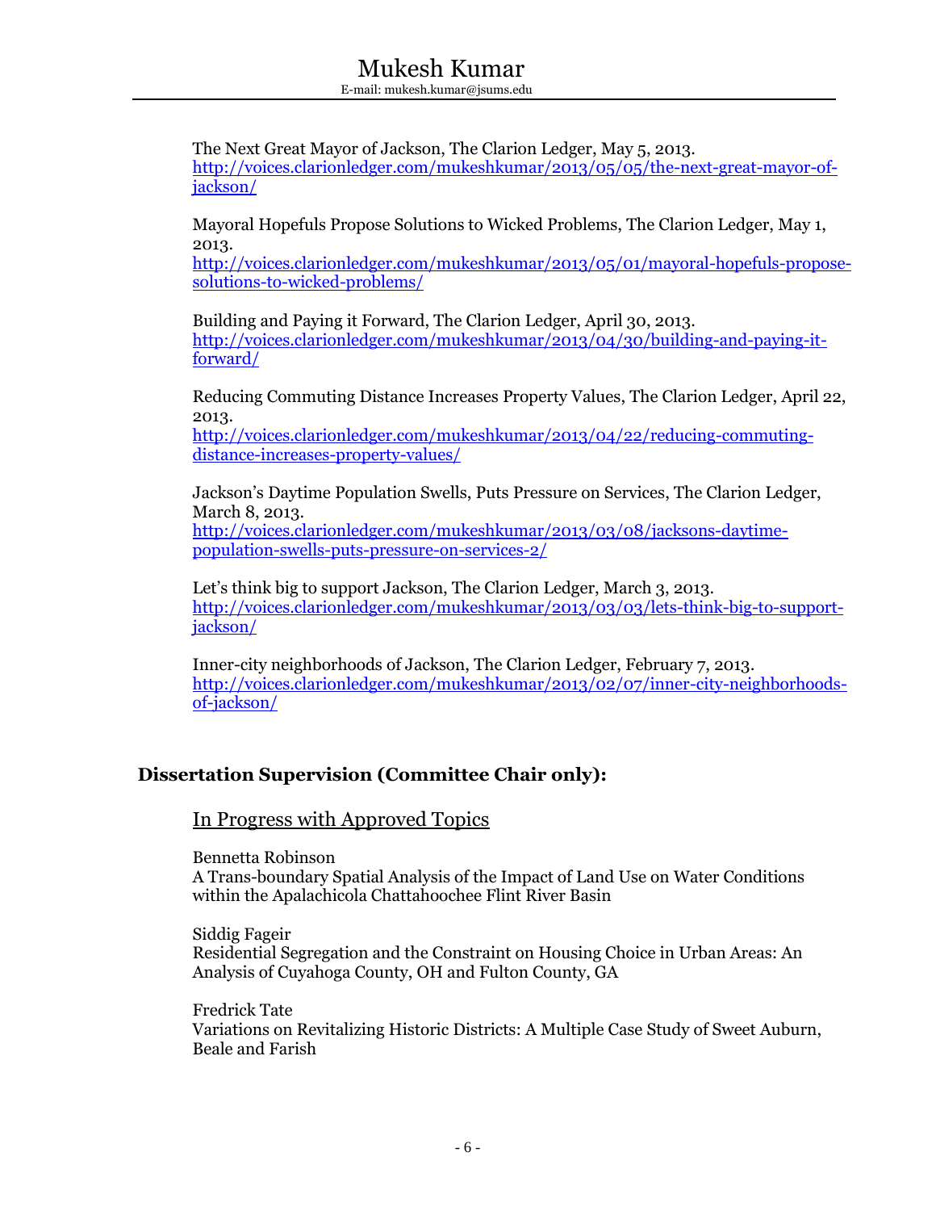The Next Great Mayor of Jackson, The Clarion Ledger, May 5, 2013.
http://voices.clarionledger.com/mukeshkumar/2013/05/05/the-next-great-mayor-of-jackson/

Mayoral Hopefuls Propose Solutions to Wicked Problems, The Clarion Ledger, May 1, 2013.
http://voices.clarionledger.com/mukeshkumar/2013/05/01/mayoral-hopefuls-propose-solutions-to-wicked-problems/

Building and Paying it Forward, The Clarion Ledger, April 30, 2013.
http://voices.clarionledger.com/mukeshkumar/2013/04/30/building-and-paying-it-forward/

Reducing Commuting Distance Increases Property Values, The Clarion Ledger, April 22, 2013.
http://voices.clarionledger.com/mukeshkumar/2013/04/22/reducing-commuting-distance-increases-property-values/

Jackson's Daytime Population Swells, Puts Pressure on Services, The Clarion Ledger, March 8, 2013.
http://voices.clarionledger.com/mukeshkumar/2013/03/08/jacksons-daytime-population-swells-puts-pressure-on-services-2/

Let's think big to support Jackson, The Clarion Ledger, March 3, 2013.
http://voices.clarionledger.com/mukeshkumar/2013/03/03/lets-think-big-to-support-jackson/

Inner-city neighborhoods of Jackson, The Clarion Ledger, February 7, 2013.
http://voices.clarionledger.com/mukeshkumar/2013/02/07/inner-city-neighborhoods-of-jackson/

## Dissertation Supervision (Committee Chair only):

### In Progress with Approved Topics

Bennetta Robinson
A Trans-boundary Spatial Analysis of the Impact of Land Use on Water Conditions within the Apalachicola Chattahoochee Flint River Basin

Siddig Fageir
Residential Segregation and the Constraint on Housing Choice in Urban Areas: An Analysis of Cuyahoga County, OH and Fulton County, GA

Fredrick Tate
Variations on Revitalizing Historic Districts: A Multiple Case Study of Sweet Auburn, Beale and Farish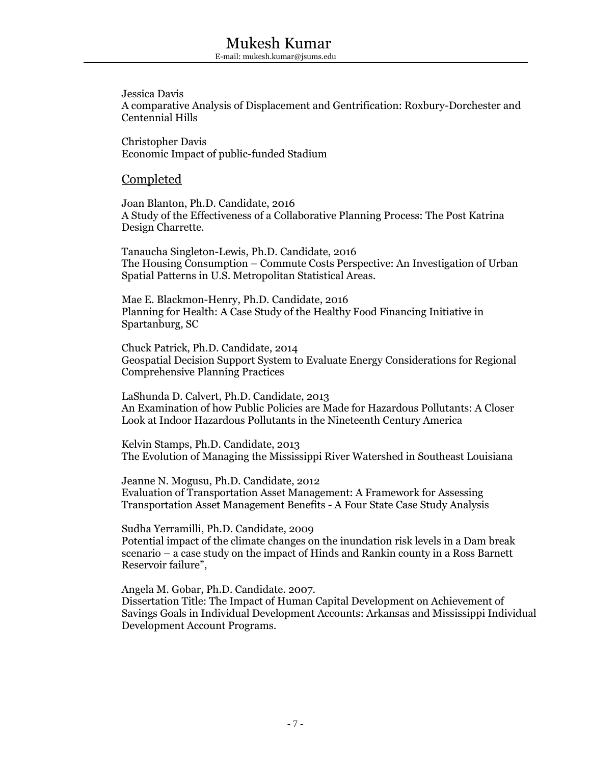Jessica Davis
A comparative Analysis of Displacement and Gentrification: Roxbury-Dorchester and Centennial Hills

Christopher Davis
Economic Impact of public-funded Stadium

## Completed

Joan Blanton, Ph.D. Candidate, 2016
A Study of the Effectiveness of a Collaborative Planning Process: The Post Katrina Design Charrette.

Tanaucha Singleton-Lewis, Ph.D. Candidate, 2016
The Housing Consumption – Commute Costs Perspective: An Investigation of Urban Spatial Patterns in U.S. Metropolitan Statistical Areas.

Mae E. Blackmon-Henry, Ph.D. Candidate, 2016
Planning for Health: A Case Study of the Healthy Food Financing Initiative in Spartanburg, SC

Chuck Patrick, Ph.D. Candidate, 2014
Geospatial Decision Support System to Evaluate Energy Considerations for Regional Comprehensive Planning Practices

LaShunda D. Calvert, Ph.D. Candidate, 2013
An Examination of how Public Policies are Made for Hazardous Pollutants: A Closer Look at Indoor Hazardous Pollutants in the Nineteenth Century America

Kelvin Stamps, Ph.D. Candidate, 2013
The Evolution of Managing the Mississippi River Watershed in Southeast Louisiana

Jeanne N. Mogusu, Ph.D. Candidate, 2012
Evaluation of Transportation Asset Management: A Framework for Assessing Transportation Asset Management Benefits - A Four State Case Study Analysis

Sudha Yerramilli, Ph.D. Candidate, 2009
Potential impact of the climate changes on the inundation risk levels in a Dam break scenario – a case study on the impact of Hinds and Rankin county in a Ross Barnett Reservoir failure",

Angela M. Gobar, Ph.D. Candidate. 2007.
Dissertation Title: The Impact of Human Capital Development on Achievement of Savings Goals in Individual Development Accounts: Arkansas and Mississippi Individual Development Account Programs.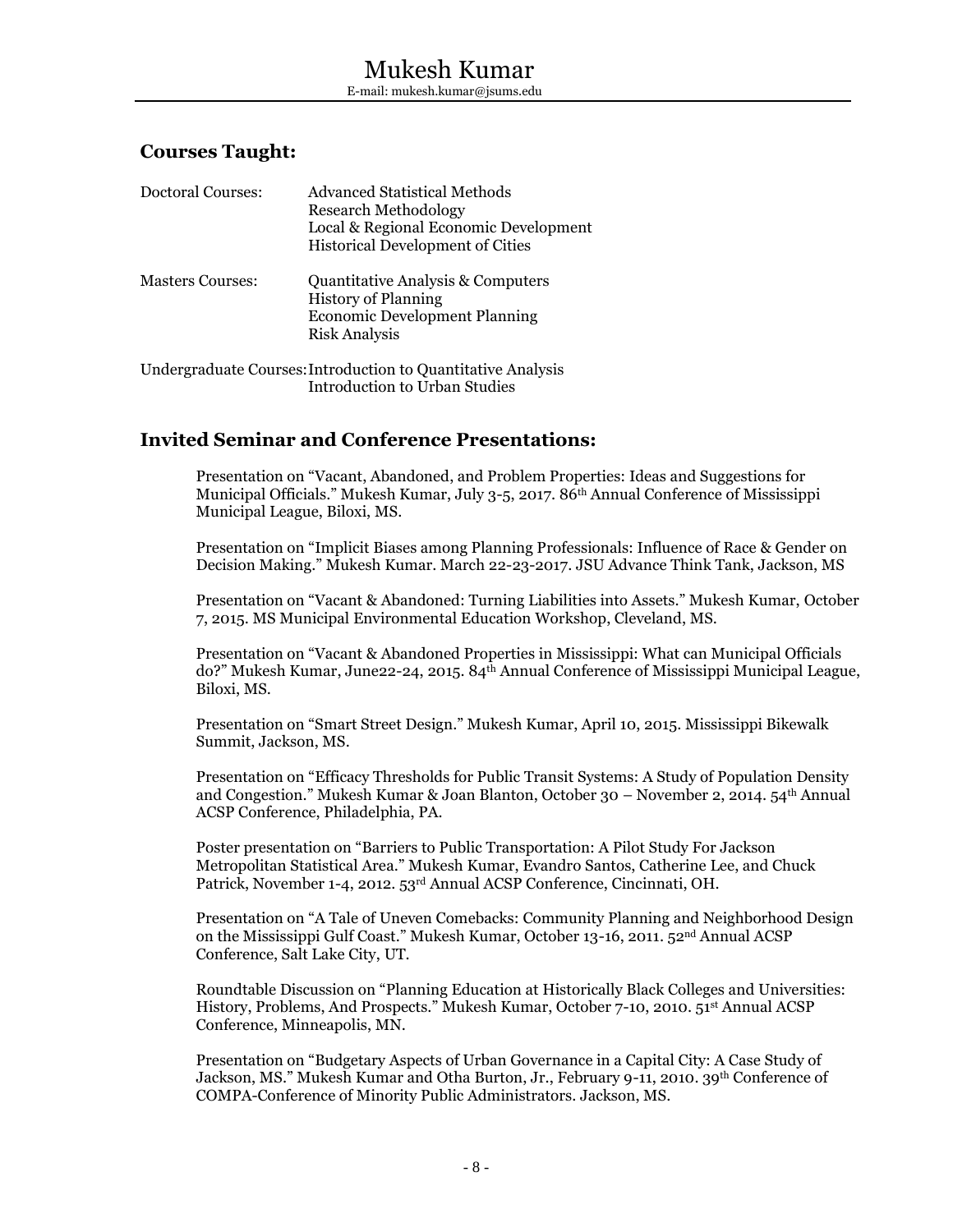## Courses Taught:

| | |
|---|---|
| Doctoral Courses: | Advanced Statistical Methods<br>Research Methodology<br>Local & Regional Economic Development<br>Historical Development of Cities |
| Masters Courses: | Quantitative Analysis & Computers<br>History of Planning<br>Economic Development Planning<br>Risk Analysis |
| Undergraduate Courses: | Introduction to Quantitative Analysis<br>Introduction to Urban Studies |

## Invited Seminar and Conference Presentations:

Presentation on "Vacant, Abandoned, and Problem Properties: Ideas and Suggestions for Municipal Officials." Mukesh Kumar, July 3-5, 2017. 86th Annual Conference of Mississippi Municipal League, Biloxi, MS.

Presentation on "Implicit Biases among Planning Professionals: Influence of Race & Gender on Decision Making." Mukesh Kumar. March 22-23-2017. JSU Advance Think Tank, Jackson, MS

Presentation on "Vacant & Abandoned: Turning Liabilities into Assets." Mukesh Kumar, October 7, 2015. MS Municipal Environmental Education Workshop, Cleveland, MS.

Presentation on "Vacant & Abandoned Properties in Mississippi: What can Municipal Officials do?" Mukesh Kumar, June22-24, 2015. 84th Annual Conference of Mississippi Municipal League, Biloxi, MS.

Presentation on "Smart Street Design." Mukesh Kumar, April 10, 2015. Mississippi Bikewalk Summit, Jackson, MS.

Presentation on "Efficacy Thresholds for Public Transit Systems: A Study of Population Density and Congestion." Mukesh Kumar & Joan Blanton, October 30 – November 2, 2014. 54th Annual ACSP Conference, Philadelphia, PA.

Poster presentation on "Barriers to Public Transportation: A Pilot Study For Jackson Metropolitan Statistical Area." Mukesh Kumar, Evandro Santos, Catherine Lee, and Chuck Patrick, November 1-4, 2012. 53rd Annual ACSP Conference, Cincinnati, OH.

Presentation on "A Tale of Uneven Comebacks: Community Planning and Neighborhood Design on the Mississippi Gulf Coast." Mukesh Kumar, October 13-16, 2011. 52nd Annual ACSP Conference, Salt Lake City, UT.

Roundtable Discussion on "Planning Education at Historically Black Colleges and Universities: History, Problems, And Prospects." Mukesh Kumar, October 7-10, 2010. 51st Annual ACSP Conference, Minneapolis, MN.

Presentation on "Budgetary Aspects of Urban Governance in a Capital City: A Case Study of Jackson, MS." Mukesh Kumar and Otha Burton, Jr., February 9-11, 2010. 39th Conference of COMPA-Conference of Minority Public Administrators. Jackson, MS.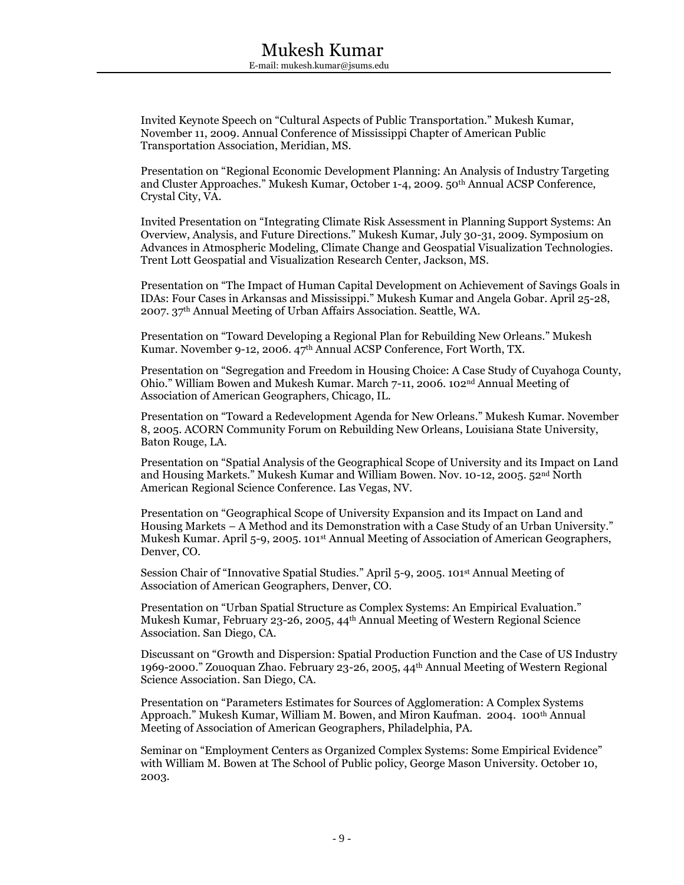Invited Keynote Speech on “Cultural Aspects of Public Transportation.” Mukesh Kumar, November 11, 2009. Annual Conference of Mississippi Chapter of American Public Transportation Association, Meridian, MS.

Presentation on “Regional Economic Development Planning: An Analysis of Industry Targeting and Cluster Approaches.” Mukesh Kumar, October 1-4, 2009. 50th Annual ACSP Conference, Crystal City, VA.

Invited Presentation on “Integrating Climate Risk Assessment in Planning Support Systems: An Overview, Analysis, and Future Directions.” Mukesh Kumar, July 30-31, 2009. Symposium on Advances in Atmospheric Modeling, Climate Change and Geospatial Visualization Technologies. Trent Lott Geospatial and Visualization Research Center, Jackson, MS.

Presentation on “The Impact of Human Capital Development on Achievement of Savings Goals in IDAs: Four Cases in Arkansas and Mississippi.” Mukesh Kumar and Angela Gobar. April 25-28, 2007. 37th Annual Meeting of Urban Affairs Association. Seattle, WA.

Presentation on “Toward Developing a Regional Plan for Rebuilding New Orleans.” Mukesh Kumar. November 9-12, 2006. 47th Annual ACSP Conference, Fort Worth, TX.

Presentation on “Segregation and Freedom in Housing Choice: A Case Study of Cuyahoga County, Ohio.” William Bowen and Mukesh Kumar. March 7-11, 2006. 102nd Annual Meeting of Association of American Geographers, Chicago, IL.

Presentation on “Toward a Redevelopment Agenda for New Orleans.” Mukesh Kumar. November 8, 2005. ACORN Community Forum on Rebuilding New Orleans, Louisiana State University, Baton Rouge, LA.

Presentation on “Spatial Analysis of the Geographical Scope of University and its Impact on Land and Housing Markets.” Mukesh Kumar and William Bowen. Nov. 10-12, 2005. 52nd North American Regional Science Conference. Las Vegas, NV.

Presentation on “Geographical Scope of University Expansion and its Impact on Land and Housing Markets – A Method and its Demonstration with a Case Study of an Urban University.” Mukesh Kumar. April 5-9, 2005. 101st Annual Meeting of Association of American Geographers, Denver, CO.

Session Chair of “Innovative Spatial Studies.” April 5-9, 2005. 101st Annual Meeting of Association of American Geographers, Denver, CO.

Presentation on “Urban Spatial Structure as Complex Systems: An Empirical Evaluation.” Mukesh Kumar, February 23-26, 2005, 44th Annual Meeting of Western Regional Science Association. San Diego, CA.

Discussant on “Growth and Dispersion: Spatial Production Function and the Case of US Industry 1969-2000.” Zouoquan Zhao. February 23-26, 2005, 44th Annual Meeting of Western Regional Science Association. San Diego, CA.

Presentation on “Parameters Estimates for Sources of Agglomeration: A Complex Systems Approach.” Mukesh Kumar, William M. Bowen, and Miron Kaufman. 2004. 100th Annual Meeting of Association of American Geographers, Philadelphia, PA.

Seminar on “Employment Centers as Organized Complex Systems: Some Empirical Evidence” with William M. Bowen at The School of Public policy, George Mason University. October 10, 2003.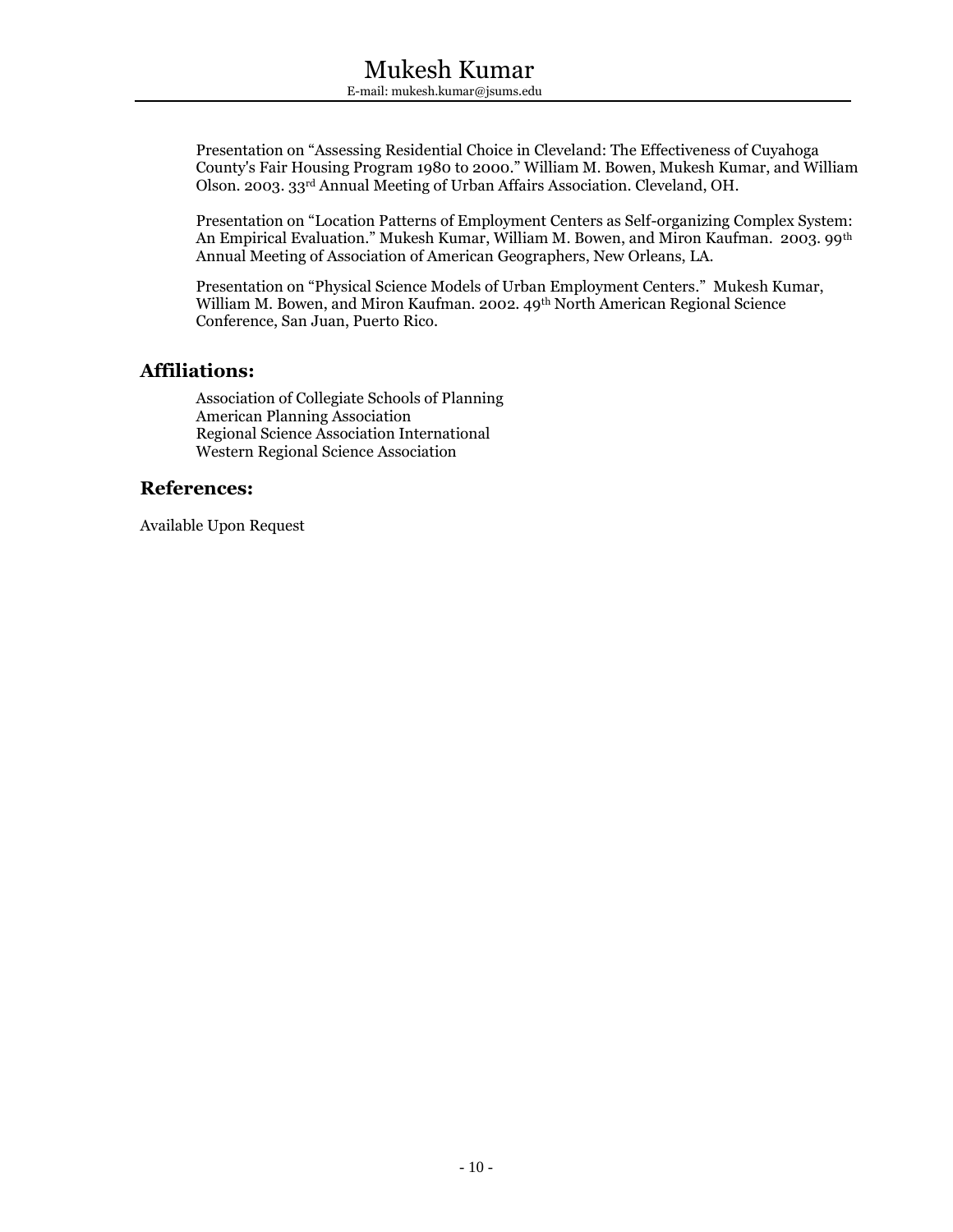Presentation on "Assessing Residential Choice in Cleveland: The Effectiveness of Cuyahoga County's Fair Housing Program 1980 to 2000." William M. Bowen, Mukesh Kumar, and William Olson. 2003. 33rd Annual Meeting of Urban Affairs Association. Cleveland, OH.

Presentation on "Location Patterns of Employment Centers as Self-organizing Complex System: An Empirical Evaluation." Mukesh Kumar, William M. Bowen, and Miron Kaufman. 2003. 99th Annual Meeting of Association of American Geographers, New Orleans, LA.

Presentation on "Physical Science Models of Urban Employment Centers." Mukesh Kumar, William M. Bowen, and Miron Kaufman. 2002. 49th North American Regional Science Conference, San Juan, Puerto Rico.

## Affiliations:

Association of Collegiate Schools of Planning
American Planning Association
Regional Science Association International
Western Regional Science Association

## References:

Available Upon Request